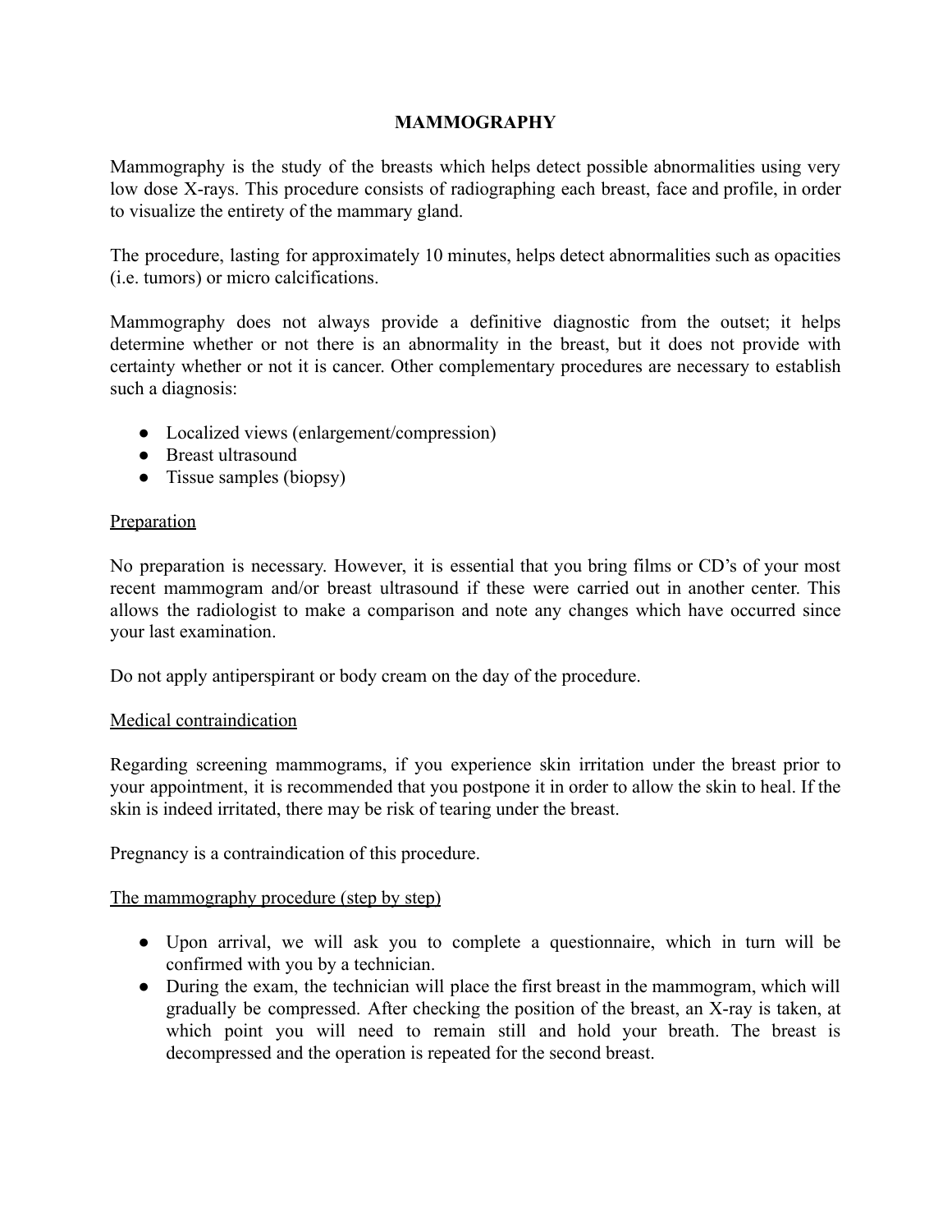# MAMMOGRAPHY

Mammography is the study of the breasts which helps detect possible abnormalities using very low dose X-rays. This procedure consists of radiographing each breast, face and profile, in order to visualize the entirety of the mammary gland.

The procedure, lasting for approximately 10 minutes, helps detect abnormalities such as opacities (i.e. tumors) or micro calcifications.

Mammography does not always provide a definitive diagnostic from the outset; it helps determine whether or not there is an abnormality in the breast, but it does not provide with certainty whether or not it is cancer. Other complementary procedures are necessary to establish such a diagnosis:

- Localized views (enlargement/compression)
- Breast ultrasound
- Tissue samples (biopsy)

## Preparation

No preparation is necessary. However, it is essential that you bring films or CD's of your most recent mammogram and/or breast ultrasound if these were carried out in another center. This allows the radiologist to make a comparison and note any changes which have occurred since your last examination.

Do not apply antiperspirant or body cream on the day of the procedure.

## Medical contraindication

Regarding screening mammograms, if you experience skin irritation under the breast prior to your appointment, it is recommended that you postpone it in order to allow the skin to heal. If the skin is indeed irritated, there may be risk of tearing under the breast.

Pregnancy is a contraindication of this procedure.

## The mammography procedure (step by step)

- Upon arrival, we will ask you to complete a questionnaire, which in turn will be confirmed with you by a technician.
- During the exam, the technician will place the first breast in the mammogram, which will gradually be compressed. After checking the position of the breast, an X-ray is taken, at which point you will need to remain still and hold your breath. The breast is decompressed and the operation is repeated for the second breast.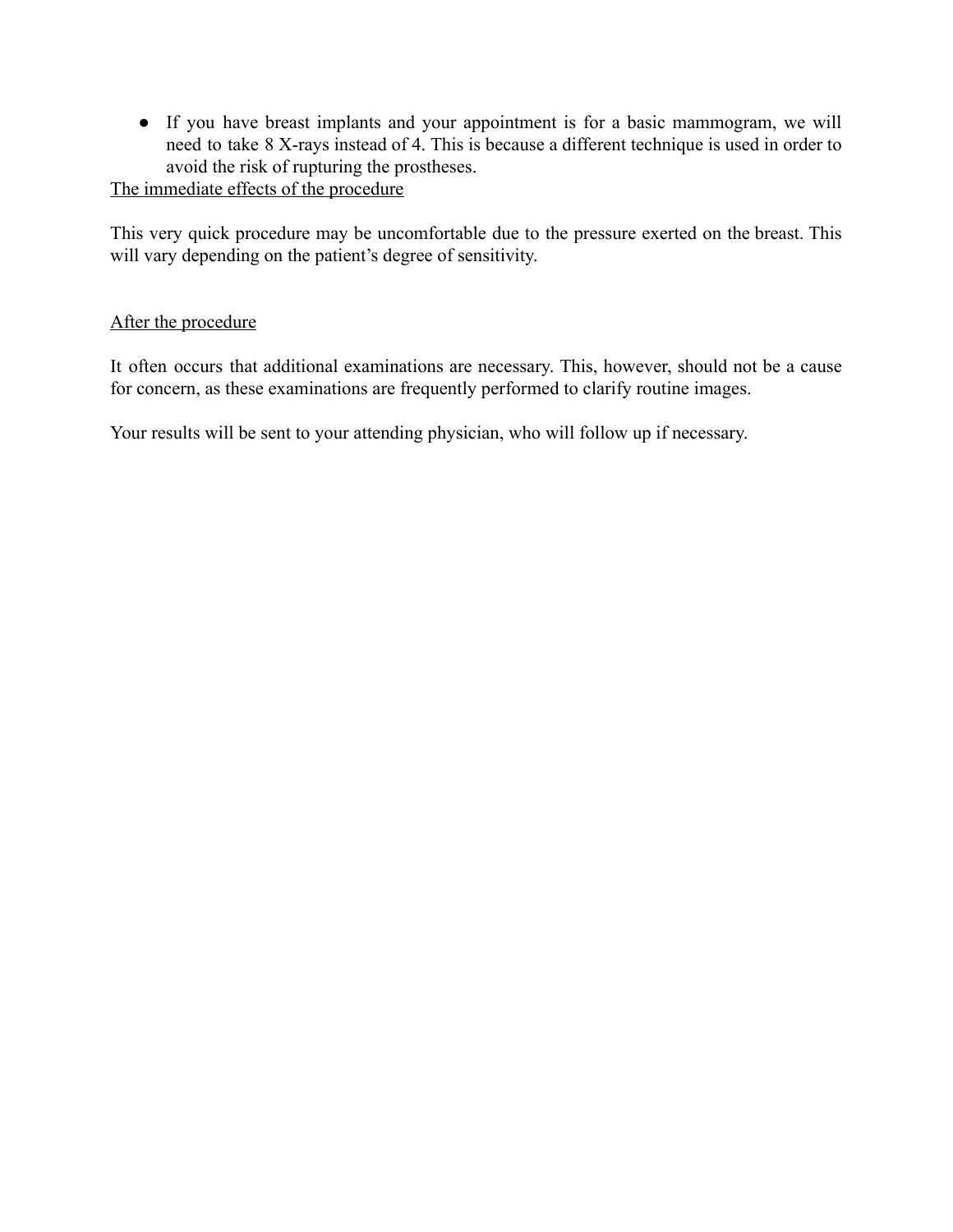- If you have breast implants and your appointment is for a basic mammogram, we will need to take 8 X-rays instead of 4. This is because a different technique is used in order to avoid the risk of rupturing the prostheses.

<u>The immediate effects of the procedure</u>

This very quick procedure may be uncomfortable due to the pressure exerted on the breast. This will vary depending on the patient’s degree of sensitivity.

<u>After the procedure</u>

It often occurs that additional examinations are necessary. This, however, should not be a cause for concern, as these examinations are frequently performed to clarify routine images.

Your results will be sent to your attending physician, who will follow up if necessary.